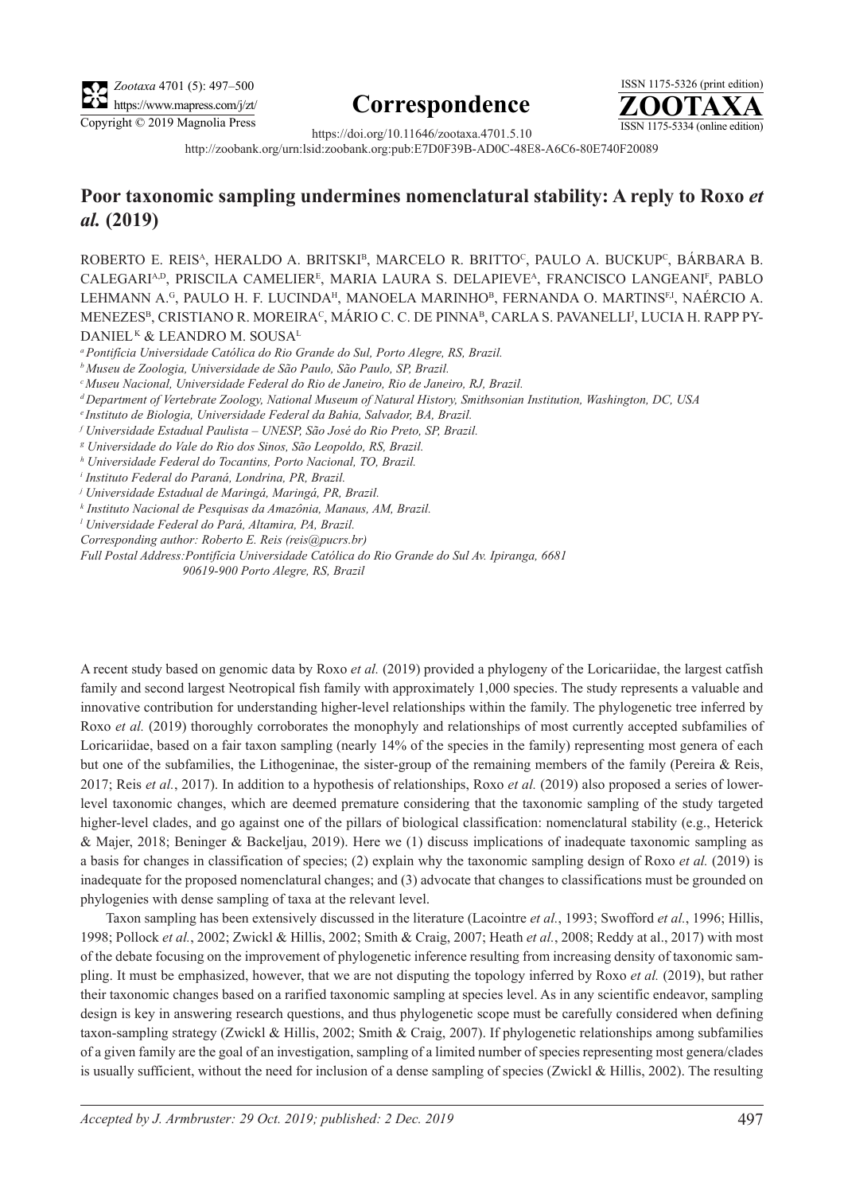**Correspondence**

https://doi.org/10.11646/zootaxa.4701.5.10

http://zoobank.org/urn:lsid:zoobank.org:pub:E7D0F39B-AD0C-48E8-A6C6-80E740F20089

# Poor taxonomic sampling undermines nomenclatural stability: A reply to Roxo *et al.* (2019)

ROBERTO E. REIS[A], HERALDO A. BRITSKI[B], MARCELO R. BRITTO[C], PAULO A. BUCKUP[C], BÁRBARA B. CALEGARI[A,D], PRISCILA CAMELIER[E], MARIA LAURA S. DELAPIEVE[A], FRANCISCO LANGEANI[F], PABLO LEHMANN A.[G], PAULO H. F. LUCINDA[H], MANOELA MARINHO[B], FERNANDA O. MARTINS[F,I], NAÉRCIO A. MENEZES[B], CRISTIANO R. MOREIRA[C], MÁRIO C. C. DE PINNA[B], CARLA S. PAVANELLI[J], LUCIA H. RAPP PY-DANIEL[K] & LEANDRO M. SOUSA[L]

[a] *Pontifícia Universidade Católica do Rio Grande do Sul, Porto Alegre, RS, Brazil.*
[b] *Museu de Zoologia, Universidade de São Paulo, São Paulo, SP, Brazil.*
[c] *Museu Nacional, Universidade Federal do Rio de Janeiro, Rio de Janeiro, RJ, Brazil.*
[d] *Department of Vertebrate Zoology, National Museum of Natural History, Smithsonian Institution, Washington, DC, USA*
[e] *Instituto de Biologia, Universidade Federal da Bahia, Salvador, BA, Brazil.*
[f] *Universidade Estadual Paulista – UNESP, São José do Rio Preto, SP, Brazil.*
[g] *Universidade do Vale do Rio dos Sinos, São Leopoldo, RS, Brazil.*
[h] *Universidade Federal do Tocantins, Porto Nacional, TO, Brazil.*
[i] *Instituto Federal do Paraná, Londrina, PR, Brazil.*
[j] *Universidade Estadual de Maringá, Maringá, PR, Brazil.*
[k] *Instituto Nacional de Pesquisas da Amazônia, Manaus, AM, Brazil.*
[l] *Universidade Federal do Pará, Altamira, PA, Brazil.*
*Corresponding author: Roberto E. Reis (reis@pucrs.br)*
*Full Postal Address: Pontifícia Universidade Católica do Rio Grande do Sul Av. Ipiranga, 6681 90619-900 Porto Alegre, RS, Brazil*

A recent study based on genomic data by Roxo *et al.* (2019) provided a phylogeny of the Loricariidae, the largest catfish family and second largest Neotropical fish family with approximately 1,000 species. The study represents a valuable and innovative contribution for understanding higher-level relationships within the family. The phylogenetic tree inferred by Roxo *et al.* (2019) thoroughly corroborates the monophyly and relationships of most currently accepted subfamilies of Loricariidae, based on a fair taxon sampling (nearly 14% of the species in the family) representing most genera of each but one of the subfamilies, the Lithogeninae, the sister-group of the remaining members of the family (Pereira & Reis, 2017; Reis *et al.*, 2017). In addition to a hypothesis of relationships, Roxo *et al.* (2019) also proposed a series of lower-level taxonomic changes, which are deemed premature considering that the taxonomic sampling of the study targeted higher-level clades, and go against one of the pillars of biological classification: nomenclatural stability (e.g., Heterick & Majer, 2018; Beninger & Backeljau, 2019). Here we (1) discuss implications of inadequate taxonomic sampling as a basis for changes in classification of species; (2) explain why the taxonomic sampling design of Roxo *et al.* (2019) is inadequate for the proposed nomenclatural changes; and (3) advocate that changes to classifications must be grounded on phylogenies with dense sampling of taxa at the relevant level.

Taxon sampling has been extensively discussed in the literature (Lacointre *et al.*, 1993; Swofford *et al.*, 1996; Hillis, 1998; Pollock *et al.*, 2002; Zwickl & Hillis, 2002; Smith & Craig, 2007; Heath *et al.*, 2008; Reddy at al., 2017) with most of the debate focusing on the improvement of phylogenetic inference resulting from increasing density of taxonomic sampling. It must be emphasized, however, that we are not disputing the topology inferred by Roxo *et al.* (2019), but rather their taxonomic changes based on a rarified taxonomic sampling at species level. As in any scientific endeavor, sampling design is key in answering research questions, and thus phylogenetic scope must be carefully considered when defining taxon-sampling strategy (Zwickl & Hillis, 2002; Smith & Craig, 2007). If phylogenetic relationships among subfamilies of a given family are the goal of an investigation, sampling of a limited number of species representing most genera/clades is usually sufficient, without the need for inclusion of a dense sampling of species (Zwickl & Hillis, 2002). The resulting

*Accepted by J. Armbruster: 29 Oct. 2019; published: 2 Dec. 2019*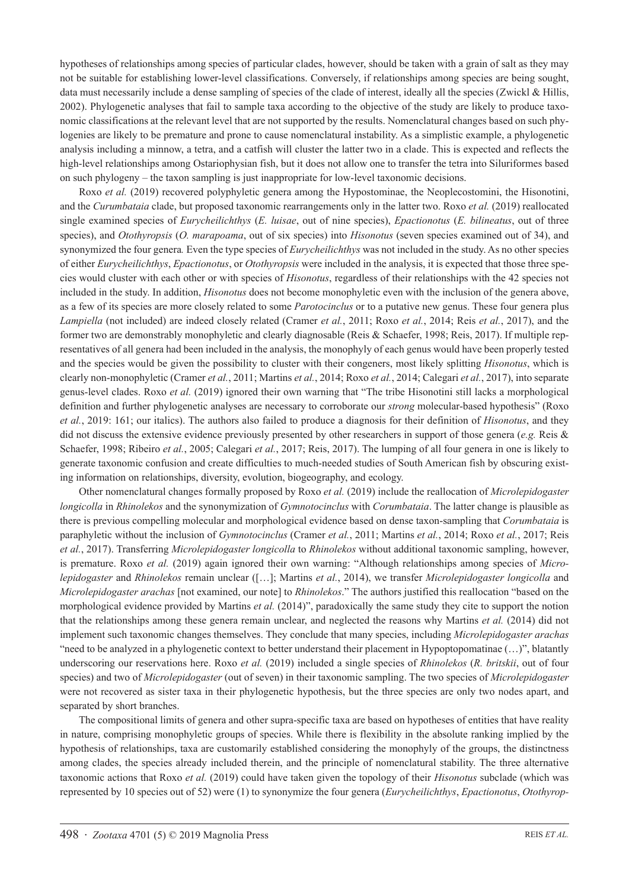hypotheses of relationships among species of particular clades, however, should be taken with a grain of salt as they may not be suitable for establishing lower-level classifications. Conversely, if relationships among species are being sought, data must necessarily include a dense sampling of species of the clade of interest, ideally all the species (Zwickl & Hillis, 2002). Phylogenetic analyses that fail to sample taxa according to the objective of the study are likely to produce taxonomic classifications at the relevant level that are not supported by the results. Nomenclatural changes based on such phylogenies are likely to be premature and prone to cause nomenclatural instability. As a simplistic example, a phylogenetic analysis including a minnow, a tetra, and a catfish will cluster the latter two in a clade. This is expected and reflects the high-level relationships among Ostariophysian fish, but it does not allow one to transfer the tetra into Siluriformes based on such phylogeny – the taxon sampling is just inappropriate for low-level taxonomic decisions.

Roxo *et al.* (2019) recovered polyphyletic genera among the Hypostominae, the Neoplecostomini, the Hisonotini, and the *Curumbataia* clade, but proposed taxonomic rearrangements only in the latter two. Roxo *et al.* (2019) reallocated single examined species of *Eurycheilichthys* (*E. luisae*, out of nine species), *Epactionotus* (*E. bilineatus*, out of three species), and *Otothyropsis* (*O. marapoama*, out of six species) into *Hisonotus* (seven species examined out of 34), and synonymized the four genera*.* Even the type species of *Eurycheilichthys* was not included in the study. As no other species of either *Eurycheilichthys*, *Epactionotus*, or *Otothyropsis* were included in the analysis, it is expected that those three species would cluster with each other or with species of *Hisonotus*, regardless of their relationships with the 42 species not included in the study. In addition, *Hisonotus* does not become monophyletic even with the inclusion of the genera above, as a few of its species are more closely related to some *Parotocinclus* or to a putative new genus. These four genera plus *Lampiella* (not included) are indeed closely related (Cramer *et al.*, 2011; Roxo *et al.*, 2014; Reis *et al.*, 2017), and the former two are demonstrably monophyletic and clearly diagnosable (Reis & Schaefer, 1998; Reis, 2017). If multiple representatives of all genera had been included in the analysis, the monophyly of each genus would have been properly tested and the species would be given the possibility to cluster with their congeners, most likely splitting *Hisonotus*, which is clearly non-monophyletic (Cramer *et al.*, 2011; Martins *et al.*, 2014; Roxo *et al.*, 2014; Calegari *et al.*, 2017), into separate genus-level clades. Roxo *et al.* (2019) ignored their own warning that "The tribe Hisonotini still lacks a morphological definition and further phylogenetic analyses are necessary to corroborate our *strong* molecular-based hypothesis" (Roxo *et al.*, 2019: 161; our italics). The authors also failed to produce a diagnosis for their definition of *Hisonotus*, and they did not discuss the extensive evidence previously presented by other researchers in support of those genera (*e.g.* Reis & Schaefer, 1998; Ribeiro *et al.*, 2005; Calegari *et al.*, 2017; Reis, 2017). The lumping of all four genera in one is likely to generate taxonomic confusion and create difficulties to much-needed studies of South American fish by obscuring existing information on relationships, diversity, evolution, biogeography, and ecology.

Other nomenclatural changes formally proposed by Roxo *et al.* (2019) include the reallocation of *Microlepidogaster longicolla* in *Rhinolekos* and the synonymization of *Gymnotocinclus* with *Corumbataia*. The latter change is plausible as there is previous compelling molecular and morphological evidence based on dense taxon-sampling that *Corumbataia* is paraphyletic without the inclusion of *Gymnotocinclus* (Cramer *et al.*, 2011; Martins *et al.*, 2014; Roxo *et al.*, 2017; Reis *et al.*, 2017). Transferring *Microlepidogaster longicolla* to *Rhinolekos* without additional taxonomic sampling, however, is premature. Roxo *et al.* (2019) again ignored their own warning: "Although relationships among species of *Microlepidogaster* and *Rhinolekos* remain unclear ([…]; Martins *et al.*, 2014), we transfer *Microlepidogaster longicolla* and *Microlepidogaster arachas* [not examined, our note] to *Rhinolekos*." The authors justified this reallocation "based on the morphological evidence provided by Martins *et al.* (2014)", paradoxically the same study they cite to support the notion that the relationships among these genera remain unclear, and neglected the reasons why Martins *et al.* (2014) did not implement such taxonomic changes themselves. They conclude that many species, including *Microlepidogaster arachas* "need to be analyzed in a phylogenetic context to better understand their placement in Hypoptopomatinae (…)", blatantly underscoring our reservations here. Roxo *et al.* (2019) included a single species of *Rhinolekos* (*R. britskii*, out of four species) and two of *Microlepidogaster* (out of seven) in their taxonomic sampling. The two species of *Microlepidogaster* were not recovered as sister taxa in their phylogenetic hypothesis, but the three species are only two nodes apart, and separated by short branches.

The compositional limits of genera and other supra-specific taxa are based on hypotheses of entities that have reality in nature, comprising monophyletic groups of species. While there is flexibility in the absolute ranking implied by the hypothesis of relationships, taxa are customarily established considering the monophyly of the groups, the distinctness among clades, the species already included therein, and the principle of nomenclatural stability. The three alternative taxonomic actions that Roxo *et al.* (2019) could have taken given the topology of their *Hisonotus* subclade (which was represented by 10 species out of 52) were (1) to synonymize the four genera (*Eurycheilichthys*, *Epactionotus*, *Otothyrop-*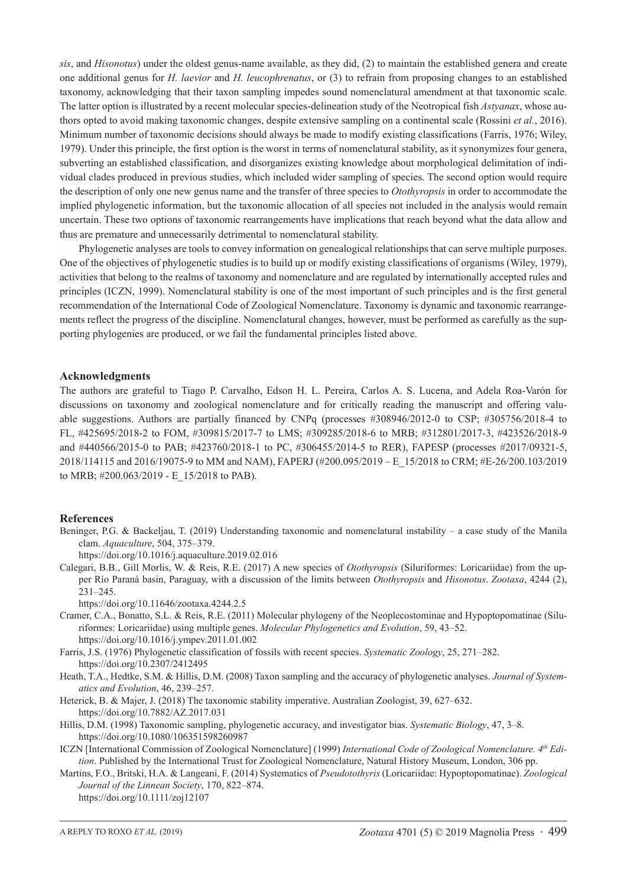*sis*, and *Hisonotus*) under the oldest genus-name available, as they did, (2) to maintain the established genera and create one additional genus for *H. laevior* and *H. leucophrenatus*, or (3) to refrain from proposing changes to an established taxonomy, acknowledging that their taxon sampling impedes sound nomenclatural amendment at that taxonomic scale. The latter option is illustrated by a recent molecular species-delineation study of the Neotropical fish *Astyanax*, whose authors opted to avoid making taxonomic changes, despite extensive sampling on a continental scale (Rossini *et al.*, 2016). Minimum number of taxonomic decisions should always be made to modify existing classifications (Farris, 1976; Wiley, 1979). Under this principle, the first option is the worst in terms of nomenclatural stability, as it synonymizes four genera, subverting an established classification, and disorganizes existing knowledge about morphological delimitation of individual clades produced in previous studies, which included wider sampling of species. The second option would require the description of only one new genus name and the transfer of three species to *Otothyropsis* in order to accommodate the implied phylogenetic information, but the taxonomic allocation of all species not included in the analysis would remain uncertain. These two options of taxonomic rearrangements have implications that reach beyond what the data allow and thus are premature and unnecessarily detrimental to nomenclatural stability.

Phylogenetic analyses are tools to convey information on genealogical relationships that can serve multiple purposes. One of the objectives of phylogenetic studies is to build up or modify existing classifications of organisms (Wiley, 1979), activities that belong to the realms of taxonomy and nomenclature and are regulated by internationally accepted rules and principles (ICZN, 1999). Nomenclatural stability is one of the most important of such principles and is the first general recommendation of the International Code of Zoological Nomenclature. Taxonomy is dynamic and taxonomic rearrangements reflect the progress of the discipline. Nomenclatural changes, however, must be performed as carefully as the supporting phylogenies are produced, or we fail the fundamental principles listed above.

## Acknowledgments

The authors are grateful to Tiago P. Carvalho, Edson H. L. Pereira, Carlos A. S. Lucena, and Adela Roa-Varón for discussions on taxonomy and zoological nomenclature and for critically reading the manuscript and offering valuable suggestions. Authors are partially financed by CNPq (processes #308946/2012-0 to CSP; #305756/2018-4 to FL, #425695/2018-2 to FOM, #309815/2017-7 to LMS; #309285/2018-6 to MRB; #312801/2017-3, #423526/2018-9 and #440566/2015-0 to PAB; #423760/2018-1 to PC, #306455/2014-5 to RER), FAPESP (processes #2017/09321-5, 2018/114115 and 2016/19075-9 to MM and NAM), FAPERJ (#200.095/2019 – E_15/2018 to CRM; #E-26/200.103/2019 to MRB; #200.063/2019 - E_15/2018 to PAB).

## References

Beninger, P.G. & Backeljau, T. (2019) Understanding taxonomic and nomenclatural instability – a case study of the Manila clam. *Aquaculture*, 504, 375–379.
https://doi.org/10.1016/j.aquaculture.2019.02.016

Calegari, B.B., Gill Morlis, W. & Reis, R.E. (2017) A new species of *Otothyropsis* (Siluriformes: Loricariidae) from the upper Río Paraná basin, Paraguay, with a discussion of the limits between *Otothyropsis* and *Hisonotus*. *Zootaxa*, 4244 (2), 231–245.
https://doi.org/10.11646/zootaxa.4244.2.5

Cramer, C.A., Bonatto, S.L. & Reis, R.E. (2011) Molecular phylogeny of the Neoplecostominae and Hypoptopomatinae (Siluriformes: Loricariidae) using multiple genes. *Molecular Phylogenetics and Evolution*, 59, 43–52.
https://doi.org/10.1016/j.ympev.2011.01.002

Farris, J.S. (1976) Phylogenetic classification of fossils with recent species. *Systematic Zoology*, 25, 271–282.
https://doi.org/10.2307/2412495

Heath, T.A., Hedtke, S.M. & Hillis, D.M. (2008) Taxon sampling and the accuracy of phylogenetic analyses. *Journal of Systematics and Evolution*, 46, 239–257.

Heterick, B. & Majer, J. (2018) The taxonomic stability imperative. Australian Zoologist, 39, 627–632.
https://doi.org/10.7882/AZ.2017.031

Hillis, D.M. (1998) Taxonomic sampling, phylogenetic accuracy, and investigator bias. *Systematic Biology*, 47, 3–8.
https://doi.org/10.1080/106351598260987

ICZN [International Commission of Zoological Nomenclature] (1999) *International Code of Zoological Nomenclature. 4th Edition*. Published by the International Trust for Zoological Nomenclature, Natural History Museum, London, 306 pp.

Martins, F.O., Britski, H.A. & Langeani, F. (2014) Systematics of *Pseudotothyris* (Loricariidae: Hypoptopomatinae). *Zoological Journal of the Linnean Society*, 170, 822–874.
https://doi.org/10.1111/zoj12107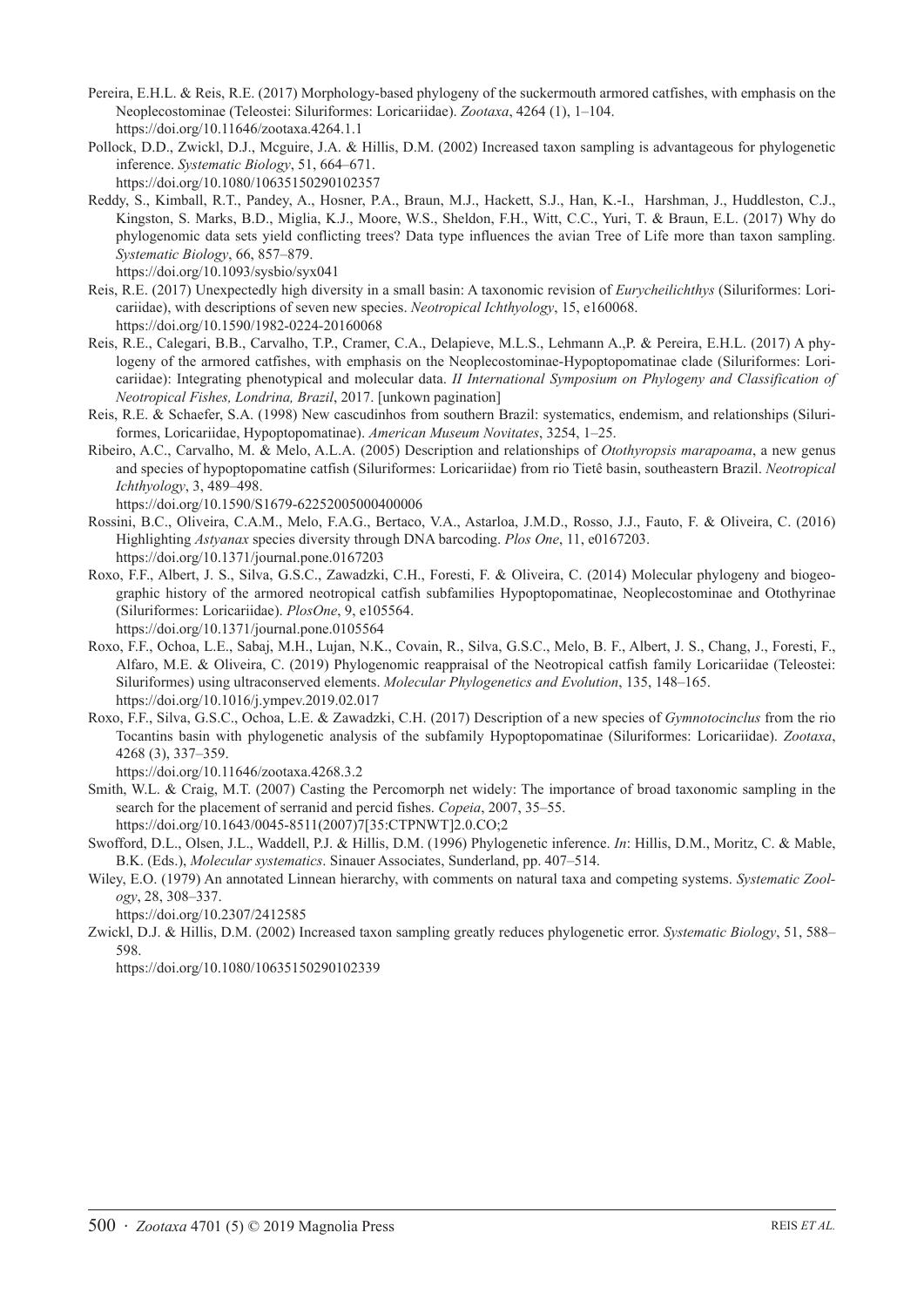Pereira, E.H.L. & Reis, R.E. (2017) Morphology-based phylogeny of the suckermouth armored catfishes, with emphasis on the Neoplecostominae (Teleostei: Siluriformes: Loricariidae). *Zootaxa*, 4264 (1), 1–104. https://doi.org/10.11646/zootaxa.4264.1.1

Pollock, D.D., Zwickl, D.J., Mcguire, J.A. & Hillis, D.M. (2002) Increased taxon sampling is advantageous for phylogenetic inference. *Systematic Biology*, 51, 664–671. https://doi.org/10.1080/10635150290102357

Reddy, S., Kimball, R.T., Pandey, A., Hosner, P.A., Braun, M.J., Hackett, S.J., Han, K.-I., Harshman, J., Huddleston, C.J., Kingston, S. Marks, B.D., Miglia, K.J., Moore, W.S., Sheldon, F.H., Witt, C.C., Yuri, T. & Braun, E.L. (2017) Why do phylogenomic data sets yield conflicting trees? Data type influences the avian Tree of Life more than taxon sampling. *Systematic Biology*, 66, 857–879. https://doi.org/10.1093/sysbio/syx041

Reis, R.E. (2017) Unexpectedly high diversity in a small basin: A taxonomic revision of *Eurycheilichthys* (Siluriformes: Loricariidae), with descriptions of seven new species. *Neotropical Ichthyology*, 15, e160068. https://doi.org/10.1590/1982-0224-20160068

Reis, R.E., Calegari, B.B., Carvalho, T.P., Cramer, C.A., Delapieve, M.L.S., Lehmann A.,P. & Pereira, E.H.L. (2017) A phylogeny of the armored catfishes, with emphasis on the Neoplecostominae-Hypoptopomatinae clade (Siluriformes: Loricariidae): Integrating phenotypical and molecular data. *II International Symposium on Phylogeny and Classification of Neotropical Fishes, Londrina, Brazil*, 2017. [unkown pagination]

Reis, R.E. & Schaefer, S.A. (1998) New cascudinhos from southern Brazil: systematics, endemism, and relationships (Siluriformes, Loricariidae, Hypoptopomatinae). *American Museum Novitates*, 3254, 1–25.

Ribeiro, A.C., Carvalho, M. & Melo, A.L.A. (2005) Description and relationships of *Otothyropsis marapoama*, a new genus and species of hypoptopomatine catfish (Siluriformes: Loricariidae) from rio Tietê basin, southeastern Brazil. *Neotropical Ichthyology*, 3, 489–498. https://doi.org/10.1590/S1679-62252005000400006

Rossini, B.C., Oliveira, C.A.M., Melo, F.A.G., Bertaco, V.A., Astarloa, J.M.D., Rosso, J.J., Fauto, F. & Oliveira, C. (2016) Highlighting *Astyanax* species diversity through DNA barcoding. *Plos One*, 11, e0167203. https://doi.org/10.1371/journal.pone.0167203

Roxo, F.F., Albert, J. S., Silva, G.S.C., Zawadzki, C.H., Foresti, F. & Oliveira, C. (2014) Molecular phylogeny and biogeographic history of the armored neotropical catfish subfamilies Hypoptopomatinae, Neoplecostominae and Otothyrinae (Siluriformes: Loricariidae). *PlosOne*, 9, e105564. https://doi.org/10.1371/journal.pone.0105564

Roxo, F.F., Ochoa, L.E., Sabaj, M.H., Lujan, N.K., Covain, R., Silva, G.S.C., Melo, B. F., Albert, J. S., Chang, J., Foresti, F., Alfaro, M.E. & Oliveira, C. (2019) Phylogenomic reappraisal of the Neotropical catfish family Loricariidae (Teleostei: Siluriformes) using ultraconserved elements. *Molecular Phylogenetics and Evolution*, 135, 148–165. https://doi.org/10.1016/j.ympev.2019.02.017

Roxo, F.F., Silva, G.S.C., Ochoa, L.E. & Zawadzki, C.H. (2017) Description of a new species of *Gymnotocinclus* from the rio Tocantins basin with phylogenetic analysis of the subfamily Hypoptopomatinae (Siluriformes: Loricariidae). *Zootaxa*, 4268 (3), 337–359. https://doi.org/10.11646/zootaxa.4268.3.2

Smith, W.L. & Craig, M.T. (2007) Casting the Percomorph net widely: The importance of broad taxonomic sampling in the search for the placement of serranid and percid fishes. *Copeia*, 2007, 35–55. https://doi.org/10.1643/0045-8511(2007)7[35:CTPNWT]2.0.CO;2

Swofford, D.L., Olsen, J.L., Waddell, P.J. & Hillis, D.M. (1996) Phylogenetic inference. *In*: Hillis, D.M., Moritz, C. & Mable, B.K. (Eds.), *Molecular systematics*. Sinauer Associates, Sunderland, pp. 407–514.

Wiley, E.O. (1979) An annotated Linnean hierarchy, with comments on natural taxa and competing systems. *Systematic Zoology*, 28, 308–337. https://doi.org/10.2307/2412585

Zwickl, D.J. & Hillis, D.M. (2002) Increased taxon sampling greatly reduces phylogenetic error. *Systematic Biology*, 51, 588–598. https://doi.org/10.1080/10635150290102339